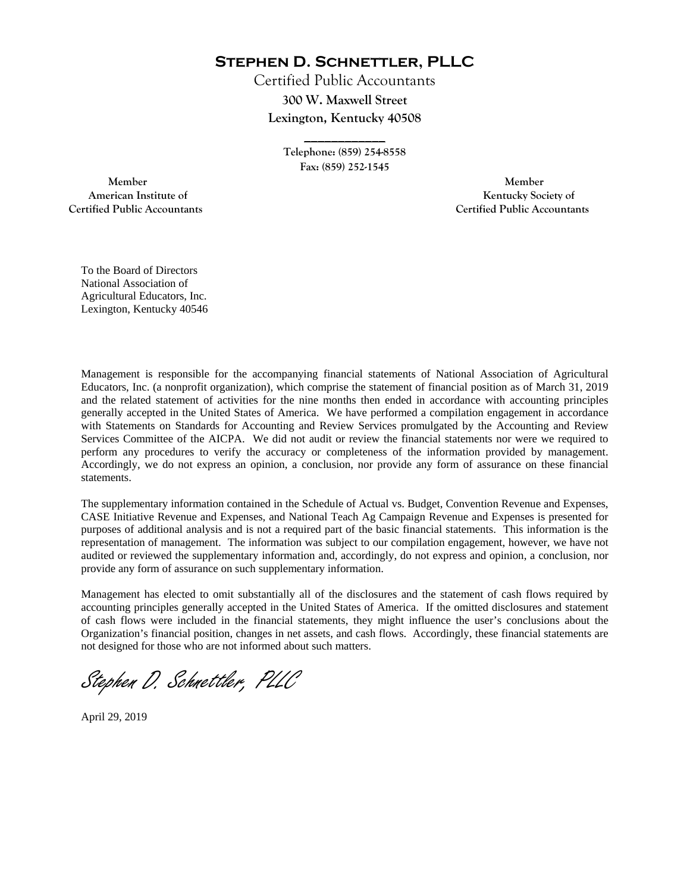# Stephen D. Schnettler, PLLC

Certified Public Accountants

**300 W. Maxwell Street**

**Lexington, Kentucky 40508**

\_\_\_\_\_\_\_\_\_\_\_\_\_

**Telephone: (859) 254-8558**

**Fax: (859) 252-1545**

**Member**
**American Institute of**
**Certified Public Accountants**

**Member**
**Kentucky Society of**
**Certified Public Accountants**

To the Board of Directors
National Association of
Agricultural Educators, Inc.
Lexington, Kentucky 40546

Management is responsible for the accompanying financial statements of National Association of Agricultural Educators, Inc. (a nonprofit organization), which comprise the statement of financial position as of March 31, 2019 and the related statement of activities for the nine months then ended in accordance with accounting principles generally accepted in the United States of America. We have performed a compilation engagement in accordance with Statements on Standards for Accounting and Review Services promulgated by the Accounting and Review Services Committee of the AICPA. We did not audit or review the financial statements nor were we required to perform any procedures to verify the accuracy or completeness of the information provided by management. Accordingly, we do not express an opinion, a conclusion, nor provide any form of assurance on these financial statements.

The supplementary information contained in the Schedule of Actual vs. Budget, Convention Revenue and Expenses, CASE Initiative Revenue and Expenses, and National Teach Ag Campaign Revenue and Expenses is presented for purposes of additional analysis and is not a required part of the basic financial statements. This information is the representation of management. The information was subject to our compilation engagement, however, we have not audited or reviewed the supplementary information and, accordingly, do not express and opinion, a conclusion, nor provide any form of assurance on such supplementary information.

Management has elected to omit substantially all of the disclosures and the statement of cash flows required by accounting principles generally accepted in the United States of America. If the omitted disclosures and statement of cash flows were included in the financial statements, they might influence the user's conclusions about the Organization's financial position, changes in net assets, and cash flows. Accordingly, these financial statements are not designed for those who are not informed about such matters.

*Stephen D. Schnettler, PLLC*

April 29, 2019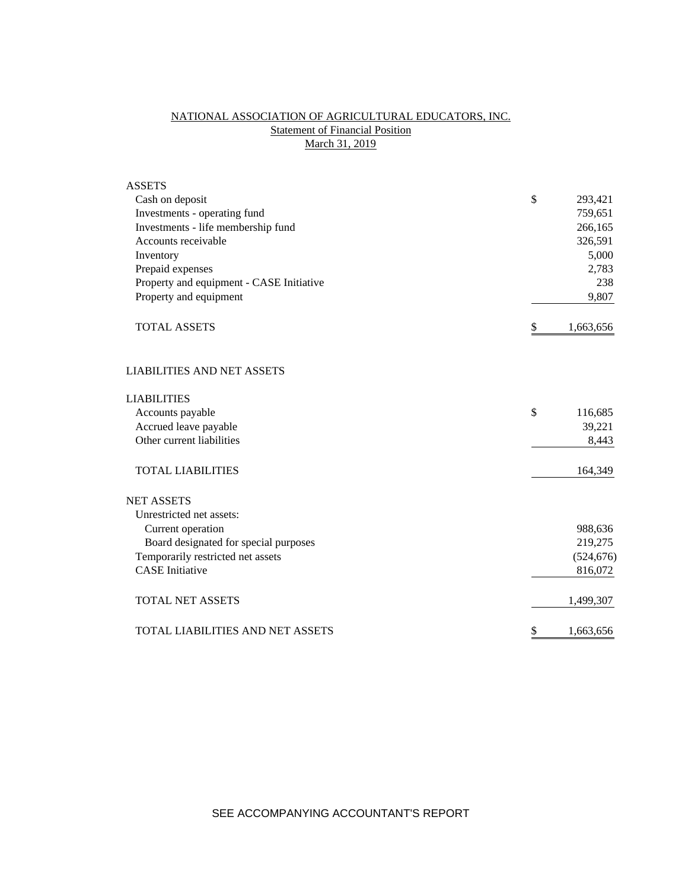# NATIONAL ASSOCIATION OF AGRICULTURAL EDUCATORS, INC.

## Statement of Financial Position

### March 31, 2019

| | |
|---|---|
| **ASSETS** | |
| Cash on deposit | $ 293,421 |
| Investments - operating fund | 759,651 |
| Investments - life membership fund | 266,165 |
| Accounts receivable | 326,591 |
| Inventory | 5,000 |
| Prepaid expenses | 2,783 |
| Property and equipment - CASE Initiative | 238 |
| Property and equipment | 9,807 |
| TOTAL ASSETS | $ 1,663,656 |
| | |
| **LIABILITIES AND NET ASSETS** | |
| | |
| **LIABILITIES** | |
| Accounts payable | $ 116,685 |
| Accrued leave payable | 39,221 |
| Other current liabilities | 8,443 |
| TOTAL LIABILITIES | 164,349 |
| | |
| **NET ASSETS** | |
| Unrestricted net assets: | |
| Current operation | 988,636 |
| Board designated for special purposes | 219,275 |
| Temporarily restricted net assets | (524,676) |
| CASE Initiative | 816,072 |
| TOTAL NET ASSETS | 1,499,307 |
| TOTAL LIABILITIES AND NET ASSETS | $ 1,663,656 |

SEE ACCOMPANYING ACCOUNTANT'S REPORT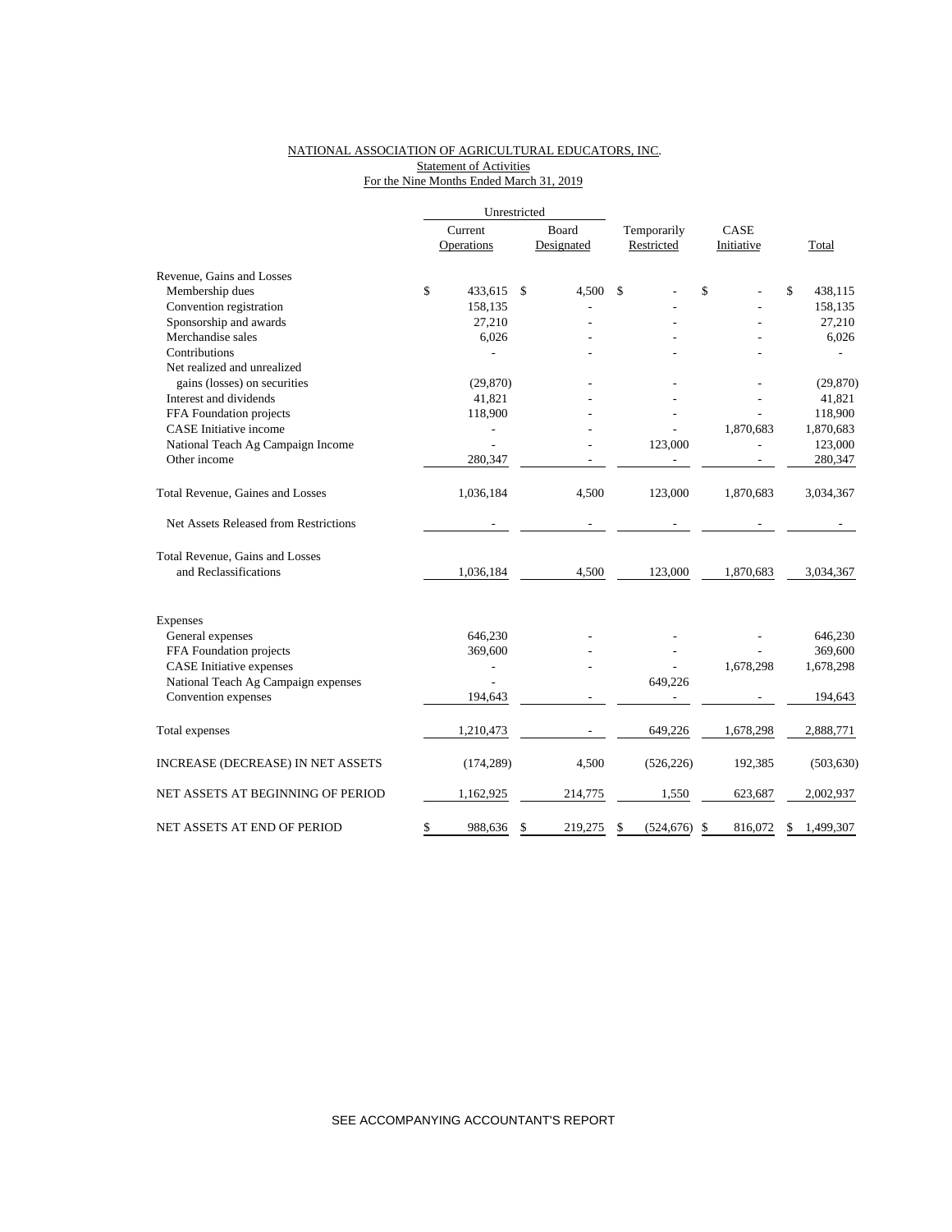NATIONAL ASSOCIATION OF AGRICULTURAL EDUCATORS, INC.
Statement of Activities
For the Nine Months Ended March 31, 2019

| | Unrestricted | | | | |
|---|---|---|---|---|---|
| | Current Operations | Board Designated | Temporarily Restricted | CASE Initiative | Total |
| **Revenue, Gains and Losses** | | | | | |
| Membership dues | $ 433,615 | $ 4,500 | $ - | $ - | $ 438,115 |
| Convention registration | 158,135 | - | - | - | 158,135 |
| Sponsorship and awards | 27,210 | - | - | - | 27,210 |
| Merchandise sales | 6,026 | - | - | - | 6,026 |
| Contributions | - | - | - | - | - |
| Net realized and unrealized gains (losses) on securities | (29,870) | - | - | - | (29,870) |
| Interest and dividends | 41,821 | - | - | - | 41,821 |
| FFA Foundation projects | 118,900 | - | - | - | 118,900 |
| CASE Initiative income | - | - | - | 1,870,683 | 1,870,683 |
| National Teach Ag Campaign Income | - | - | 123,000 | - | 123,000 |
| Other income | 280,347 | - | - | - | 280,347 |
| Total Revenue, Gaines and Losses | 1,036,184 | 4,500 | 123,000 | 1,870,683 | 3,034,367 |
| Net Assets Released from Restrictions | - | - | - | - | - |
| Total Revenue, Gains and Losses and Reclassifications | 1,036,184 | 4,500 | 123,000 | 1,870,683 | 3,034,367 |
| **Expenses** | | | | | |
| General expenses | 646,230 | - | - | - | 646,230 |
| FFA Foundation projects | 369,600 | - | - | - | 369,600 |
| CASE Initiative expenses | - | - | - | 1,678,298 | 1,678,298 |
| National Teach Ag Campaign expenses | - | | 649,226 | | |
| Convention expenses | 194,643 | - | - | - | 194,643 |
| Total expenses | 1,210,473 | - | 649,226 | 1,678,298 | 2,888,771 |
| INCREASE (DECREASE) IN NET ASSETS | (174,289) | 4,500 | (526,226) | 192,385 | (503,630) |
| NET ASSETS AT BEGINNING OF PERIOD | 1,162,925 | 214,775 | 1,550 | 623,687 | 2,002,937 |
| NET ASSETS AT END OF PERIOD | $ 988,636 | $ 219,275 | $ (524,676) | $ 816,072 | $ 1,499,307 |

SEE ACCOMPANYING ACCOUNTANT'S REPORT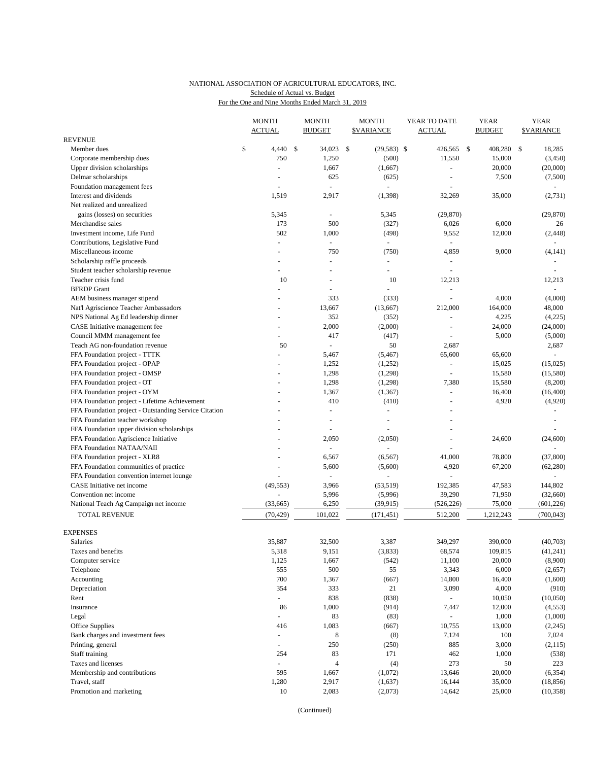NATIONAL ASSOCIATION OF AGRICULTURAL EDUCATORS, INC.
Schedule of Actual vs. Budget
For the One and Nine Months Ended March 31, 2019

| | MONTH ACTUAL | MONTH BUDGET | MONTH $VARIANCE | YEAR TO DATE ACTUAL | YEAR BUDGET | YEAR $VARIANCE |
|---|---|---|---|---|---|---|
| REVENUE | | | | | | |
| Member dues | $ 4,440 | $ 34,023 | $ (29,583) | $ 426,565 | $ 408,280 | $ 18,285 |
| Corporate membership dues | 750 | 1,250 | (500) | 11,550 | 15,000 | (3,450) |
| Upper division scholarships | - | 1,667 | (1,667) | - | 20,000 | (20,000) |
| Delmar scholarships | - | 625 | (625) | - | 7,500 | (7,500) |
| Foundation management fees | - | - | - | - | | - |
| Interest and dividends | 1,519 | 2,917 | (1,398) | 32,269 | 35,000 | (2,731) |
| Net realized and unrealized gains (losses) on securities | 5,345 | - | 5,345 | (29,870) | | (29,870) |
| Merchandise sales | 173 | 500 | (327) | 6,026 | 6,000 | 26 |
| Investment income, Life Fund | 502 | 1,000 | (498) | 9,552 | 12,000 | (2,448) |
| Contributions, Legislative Fund | - | - | - | - | | - |
| Miscellaneous income | - | 750 | (750) | 4,859 | 9,000 | (4,141) |
| Scholarship raffle proceeds | - | - | - | - | | - |
| Student teacher scholarship revenue | - | - | - | - | | - |
| Teacher crisis fund | 10 | - | 10 | 12,213 | | 12,213 |
| BFRDP Grant | - | - | - | - | | - |
| AEM business manager stipend | - | 333 | (333) | - | 4,000 | (4,000) |
| Nat'l Agriscience Teacher Ambassadors | - | 13,667 | (13,667) | 212,000 | 164,000 | 48,000 |
| NPS National Ag Ed leadership dinner | - | 352 | (352) | - | 4,225 | (4,225) |
| CASE Initiative management fee | - | 2,000 | (2,000) | - | 24,000 | (24,000) |
| Council MMM management fee | - | 417 | (417) | - | 5,000 | (5,000) |
| Teach AG non-foundation revenue | 50 | - | 50 | 2,687 | | 2,687 |
| FFA Foundation project - TTTK | - | 5,467 | (5,467) | 65,600 | 65,600 | - |
| FFA Foundation project - OPAP | - | 1,252 | (1,252) | - | 15,025 | (15,025) |
| FFA Foundation project - OMSP | - | 1,298 | (1,298) | - | 15,580 | (15,580) |
| FFA Foundation project - OT | - | 1,298 | (1,298) | 7,380 | 15,580 | (8,200) |
| FFA Foundation project - OYM | - | 1,367 | (1,367) | - | 16,400 | (16,400) |
| FFA Foundation project - Lifetime Achievement | - | 410 | (410) | - | 4,920 | (4,920) |
| FFA Foundation project - Outstanding Service Citation | - | - | - | - | | - |
| FFA Foundation teacher workshop | - | - | - | - | | - |
| FFA Foundation upper division scholarships | - | - | - | - | | - |
| FFA Foundation Agriscience Initiative | - | 2,050 | (2,050) | - | 24,600 | (24,600) |
| FFA Foundation NATAA/NAII | - | - | - | - | | - |
| FFA Foundation project - XLR8 | - | 6,567 | (6,567) | 41,000 | 78,800 | (37,800) |
| FFA Foundation communities of practice | - | 5,600 | (5,600) | 4,920 | 67,200 | (62,280) |
| FFA Foundation convention internet lounge | - | - | - | - | | - |
| CASE Initiative net income | (49,553) | 3,966 | (53,519) | 192,385 | 47,583 | 144,802 |
| Convention net income | - | 5,996 | (5,996) | 39,290 | 71,950 | (32,660) |
| National Teach Ag Campaign net income | (33,665) | 6,250 | (39,915) | (526,226) | 75,000 | (601,226) |
| TOTAL REVENUE | (70,429) | 101,022 | (171,451) | 512,200 | 1,212,243 | (700,043) |
| EXPENSES | | | | | | |
| Salaries | 35,887 | 32,500 | 3,387 | 349,297 | 390,000 | (40,703) |
| Taxes and benefits | 5,318 | 9,151 | (3,833) | 68,574 | 109,815 | (41,241) |
| Computer service | 1,125 | 1,667 | (542) | 11,100 | 20,000 | (8,900) |
| Telephone | 555 | 500 | 55 | 3,343 | 6,000 | (2,657) |
| Accounting | 700 | 1,367 | (667) | 14,800 | 16,400 | (1,600) |
| Depreciation | 354 | 333 | 21 | 3,090 | 4,000 | (910) |
| Rent | - | 838 | (838) | - | 10,050 | (10,050) |
| Insurance | 86 | 1,000 | (914) | 7,447 | 12,000 | (4,553) |
| Legal | - | 83 | (83) | - | 1,000 | (1,000) |
| Office Supplies | 416 | 1,083 | (667) | 10,755 | 13,000 | (2,245) |
| Bank charges and investment fees | - | 8 | (8) | 7,124 | 100 | 7,024 |
| Printing, general | - | 250 | (250) | 885 | 3,000 | (2,115) |
| Staff training | 254 | 83 | 171 | 462 | 1,000 | (538) |
| Taxes and licenses | - | 4 | (4) | 273 | 50 | 223 |
| Membership and contributions | 595 | 1,667 | (1,072) | 13,646 | 20,000 | (6,354) |
| Travel, staff | 1,280 | 2,917 | (1,637) | 16,144 | 35,000 | (18,856) |
| Promotion and marketing | 10 | 2,083 | (2,073) | 14,642 | 25,000 | (10,358) |

(Continued)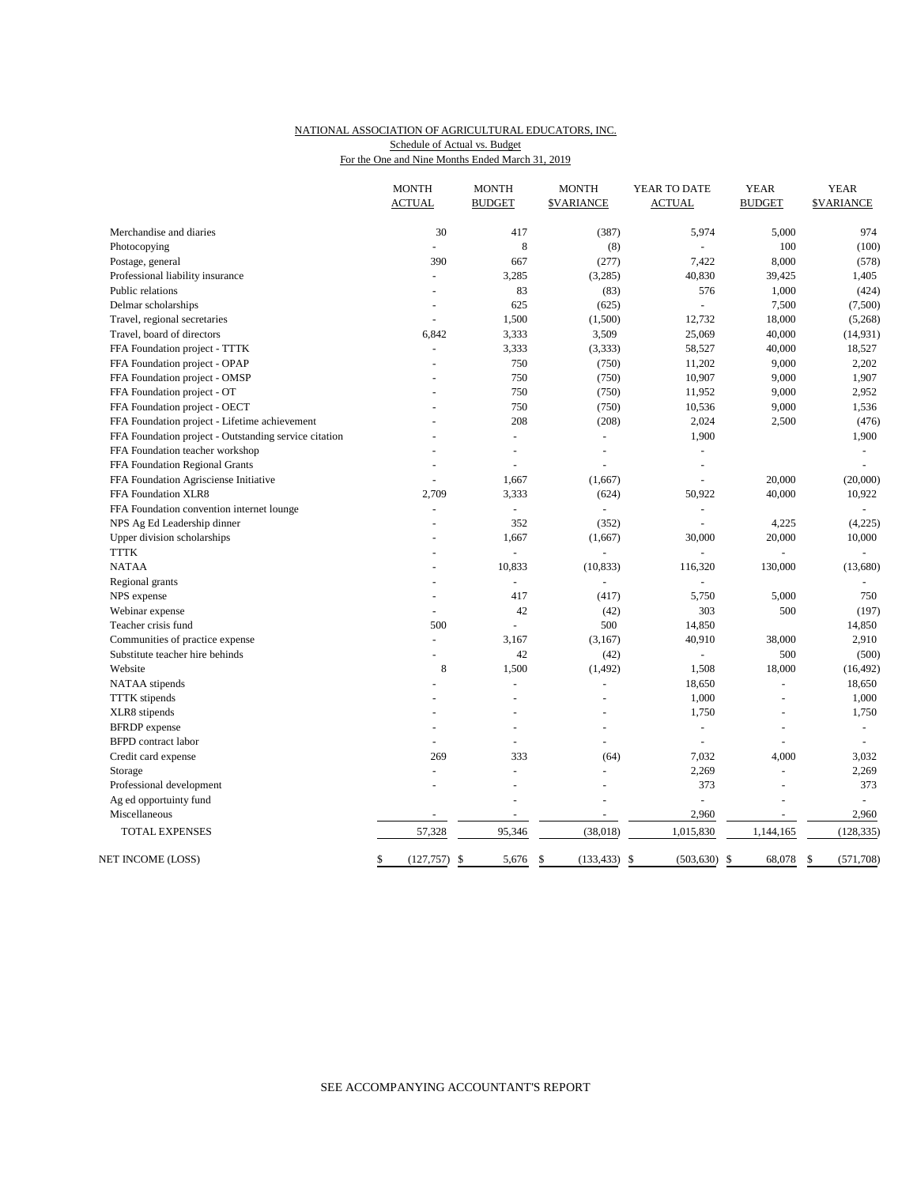NATIONAL ASSOCIATION OF AGRICULTURAL EDUCATORS, INC.
Schedule of Actual vs. Budget
For the One and Nine Months Ended March 31, 2019

| | MONTH ACTUAL | MONTH BUDGET | MONTH $VARIANCE | YEAR TO DATE ACTUAL | YEAR BUDGET | YEAR $VARIANCE |
|---|---|---|---|---|---|---|
| Merchandise and diaries | 30 | 417 | (387) | 5,974 | 5,000 | 974 |
| Photocopying | - | 8 | (8) | - | 100 | (100) |
| Postage, general | 390 | 667 | (277) | 7,422 | 8,000 | (578) |
| Professional liability insurance | - | 3,285 | (3,285) | 40,830 | 39,425 | 1,405 |
| Public relations | - | 83 | (83) | 576 | 1,000 | (424) |
| Delmar scholarships | - | 625 | (625) | - | 7,500 | (7,500) |
| Travel, regional secretaries | - | 1,500 | (1,500) | 12,732 | 18,000 | (5,268) |
| Travel, board of directors | 6,842 | 3,333 | 3,509 | 25,069 | 40,000 | (14,931) |
| FFA Foundation project - TTTK | - | 3,333 | (3,333) | 58,527 | 40,000 | 18,527 |
| FFA Foundation project - OPAP | - | 750 | (750) | 11,202 | 9,000 | 2,202 |
| FFA Foundation project - OMSP | - | 750 | (750) | 10,907 | 9,000 | 1,907 |
| FFA Foundation project - OT | - | 750 | (750) | 11,952 | 9,000 | 2,952 |
| FFA Foundation project - OECT | - | 750 | (750) | 10,536 | 9,000 | 1,536 |
| FFA Foundation project - Lifetime achievement | - | 208 | (208) | 2,024 | 2,500 | (476) |
| FFA Foundation project - Outstanding service citation | - | - | - | 1,900 | | 1,900 |
| FFA Foundation teacher workshop | - | - | - | - | | - |
| FFA Foundation Regional Grants | - | - | - | - | | - |
| FFA Foundation Agrisciense Initiative | - | 1,667 | (1,667) | - | 20,000 | (20,000) |
| FFA Foundation XLR8 | 2,709 | 3,333 | (624) | 50,922 | 40,000 | 10,922 |
| FFA Foundation convention internet lounge | - | - | - | - | | - |
| NPS Ag Ed Leadership dinner | - | 352 | (352) | - | 4,225 | (4,225) |
| Upper division scholarships | - | 1,667 | (1,667) | 30,000 | 20,000 | 10,000 |
| TTTK | - | - | - | - | - | - |
| NATAA | - | 10,833 | (10,833) | 116,320 | 130,000 | (13,680) |
| Regional grants | - | - | - | - | | - |
| NPS expense | - | 417 | (417) | 5,750 | 5,000 | 750 |
| Webinar expense | - | 42 | (42) | 303 | 500 | (197) |
| Teacher crisis fund | 500 | - | 500 | 14,850 | | 14,850 |
| Communities of practice expense | - | 3,167 | (3,167) | 40,910 | 38,000 | 2,910 |
| Substitute teacher hire behinds | - | 42 | (42) | - | 500 | (500) |
| Website | 8 | 1,500 | (1,492) | 1,508 | 18,000 | (16,492) |
| NATAA stipends | - | - | - | 18,650 | - | 18,650 |
| TTTK stipends | - | - | - | 1,000 | - | 1,000 |
| XLR8 stipends | - | - | - | 1,750 | - | 1,750 |
| BFRDP expense | - | - | - | - | - | - |
| BFPD contract labor | - | - | - | - | - | - |
| Credit card expense | 269 | 333 | (64) | 7,032 | 4,000 | 3,032 |
| Storage | - | - | - | 2,269 | - | 2,269 |
| Professional development | - | - | - | 373 | - | 373 |
| Ag ed opportuinty fund | | - | - | - | - | - |
| Miscellaneous | - | - | - | 2,960 | - | 2,960 |
| TOTAL EXPENSES | 57,328 | 95,346 | (38,018) | 1,015,830 | 1,144,165 | (128,335) |
| NET INCOME (LOSS) | $ (127,757) | $ 5,676 | $ (133,433) | $ (503,630) | $ 68,078 | $ (571,708) |

SEE ACCOMPANYING ACCOUNTANT'S REPORT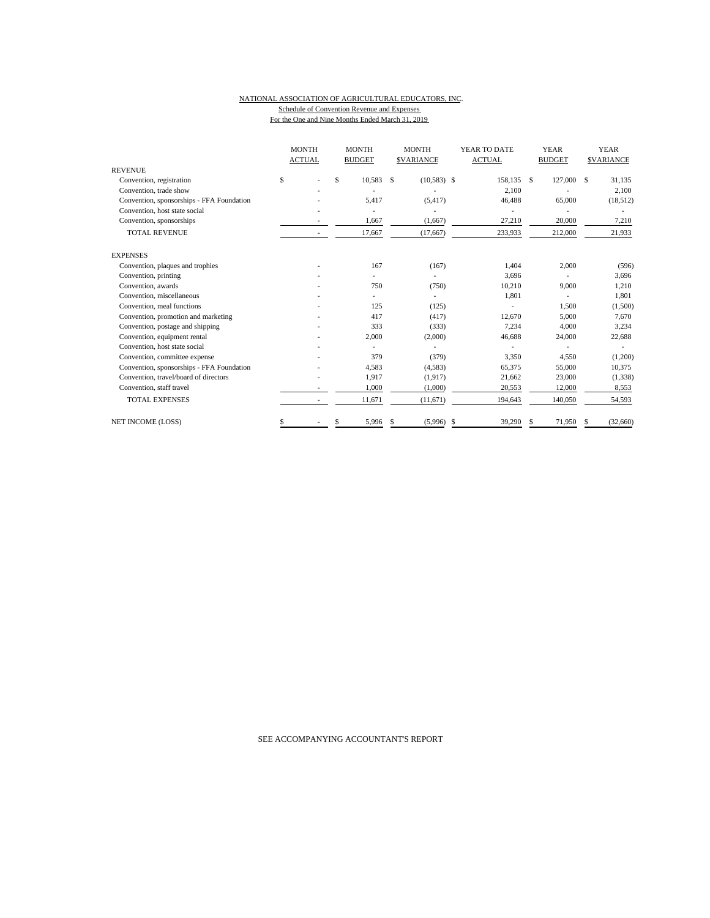NATIONAL ASSOCIATION OF AGRICULTURAL EDUCATORS, INC.

Schedule of Convention Revenue and Expenses

For the One and Nine Months Ended March 31, 2019

| | MONTH ACTUAL | MONTH BUDGET | MONTH $VARIANCE | YEAR TO DATE ACTUAL | YEAR BUDGET | YEAR $VARIANCE |
|---|---|---|---|---|---|---|
| REVENUE | | | | | | |
| Convention, registration | $ - | $ 10,583 | $ (10,583) | $ 158,135 | $ 127,000 | $ 31,135 |
| Convention, trade show | - | - | - | 2,100 | - | 2,100 |
| Convention, sponsorships - FFA Foundation | - | 5,417 | (5,417) | 46,488 | 65,000 | (18,512) |
| Convention, host state social | - | - | - | - | - | - |
| Convention, sponsorships | - | 1,667 | (1,667) | 27,210 | 20,000 | 7,210 |
| TOTAL REVENUE | - | 17,667 | (17,667) | 233,933 | 212,000 | 21,933 |
| EXPENSES | | | | | | |
| Convention, plaques and trophies | - | 167 | (167) | 1,404 | 2,000 | (596) |
| Convention, printing | - | - | - | 3,696 | - | 3,696 |
| Convention, awards | - | 750 | (750) | 10,210 | 9,000 | 1,210 |
| Convention, miscellaneous | - | - | - | 1,801 | - | 1,801 |
| Convention, meal functions | - | 125 | (125) | - | 1,500 | (1,500) |
| Convention, promotion and marketing | - | 417 | (417) | 12,670 | 5,000 | 7,670 |
| Convention, postage and shipping | - | 333 | (333) | 7,234 | 4,000 | 3,234 |
| Convention, equipment rental | - | 2,000 | (2,000) | 46,688 | 24,000 | 22,688 |
| Convention, host state social | - | - | - | - | - | - |
| Convention, committee expense | - | 379 | (379) | 3,350 | 4,550 | (1,200) |
| Convention, sponsorships - FFA Foundation | - | 4,583 | (4,583) | 65,375 | 55,000 | 10,375 |
| Convention, travel/board of directors | - | 1,917 | (1,917) | 21,662 | 23,000 | (1,338) |
| Convention, staff travel | - | 1,000 | (1,000) | 20,553 | 12,000 | 8,553 |
| TOTAL EXPENSES | - | 11,671 | (11,671) | 194,643 | 140,050 | 54,593 |
| NET INCOME (LOSS) | $ - | $ 5,996 | $ (5,996) | $ 39,290 | $ 71,950 | $ (32,660) |

SEE ACCOMPANYING ACCOUNTANT'S REPORT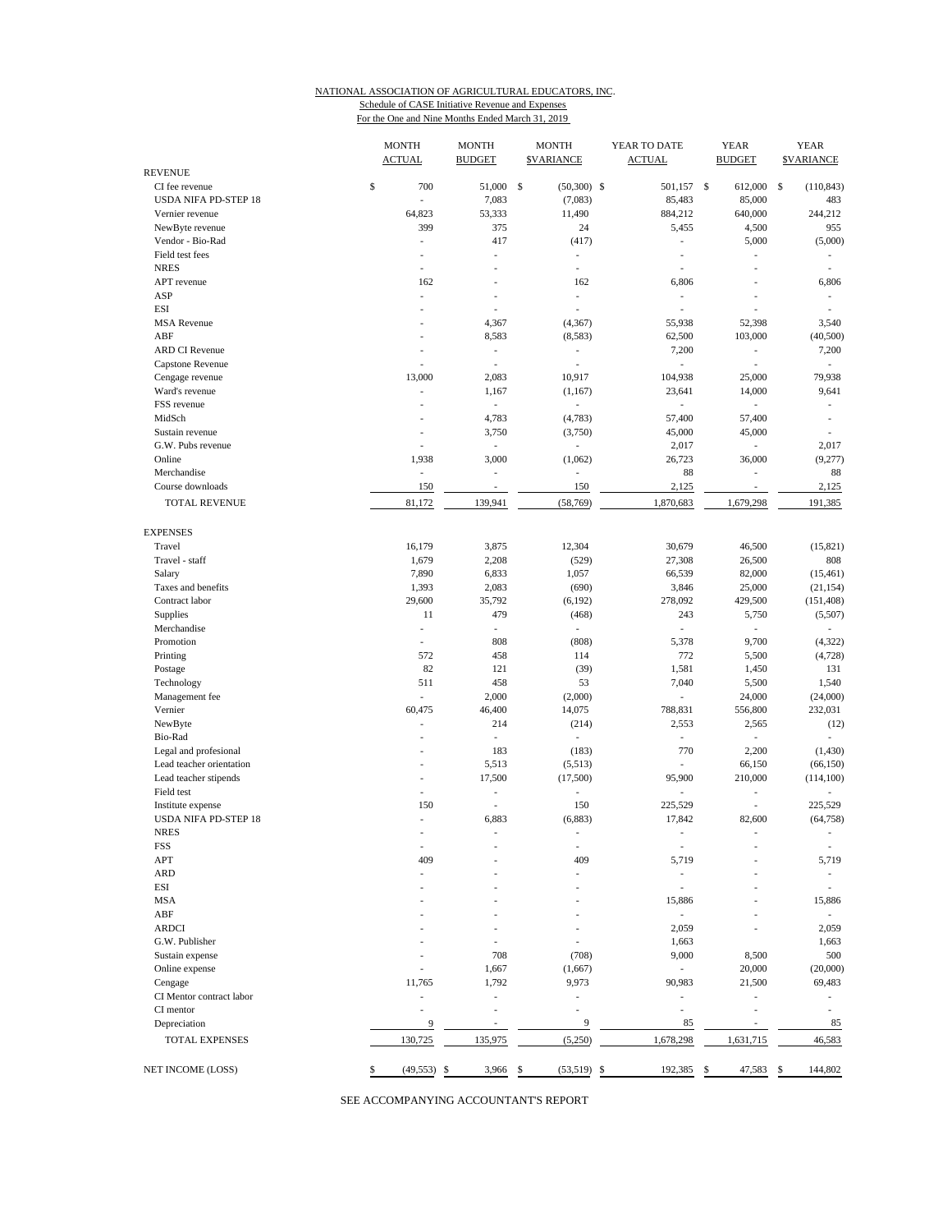NATIONAL ASSOCIATION OF AGRICULTURAL EDUCATORS, INC.

Schedule of CASE Initiative Revenue and Expenses

For the One and Nine Months Ended March 31, 2019

| | MONTH ACTUAL | MONTH BUDGET | MONTH $VARIANCE | YEAR TO DATE ACTUAL | YEAR BUDGET | YEAR $VARIANCE |
|---|---|---|---|---|---|---|
| REVENUE | | | | | | |
| CI fee revenue | $ 700 | 51,000 | $ (50,300) | $ 501,157 | $ 612,000 | $ (110,843) |
| USDA NIFA PD-STEP 18 | - | 7,083 | (7,083) | 85,483 | 85,000 | 483 |
| Vernier revenue | 64,823 | 53,333 | 11,490 | 884,212 | 640,000 | 244,212 |
| NewByte revenue | 399 | 375 | 24 | 5,455 | 4,500 | 955 |
| Vendor - Bio-Rad | - | 417 | (417) | - | 5,000 | (5,000) |
| Field test fees | - | - | - | - | - | - |
| NRES | - | - | - | - | - | - |
| APT revenue | 162 | - | 162 | 6,806 | - | 6,806 |
| ASP | - | - | - | - | - | - |
| ESI | - | - | - | - | - | - |
| MSA Revenue | - | 4,367 | (4,367) | 55,938 | 52,398 | 3,540 |
| ABF | - | 8,583 | (8,583) | 62,500 | 103,000 | (40,500) |
| ARD CI Revenue | - | - | - | 7,200 | - | 7,200 |
| Capstone Revenue | - | - | - | - | - | - |
| Cengage revenue | 13,000 | 2,083 | 10,917 | 104,938 | 25,000 | 79,938 |
| Ward's revenue | - | 1,167 | (1,167) | 23,641 | 14,000 | 9,641 |
| FSS revenue | - | - | - | - | - | - |
| MidSch | - | 4,783 | (4,783) | 57,400 | 57,400 | - |
| Sustain revenue | - | 3,750 | (3,750) | 45,000 | 45,000 | - |
| G.W. Pubs revenue | - | - | - | 2,017 | - | 2,017 |
| Online | 1,938 | 3,000 | (1,062) | 26,723 | 36,000 | (9,277) |
| Merchandise | - | - | - | 88 | - | 88 |
| Course downloads | 150 | - | 150 | 2,125 | - | 2,125 |
| TOTAL REVENUE | 81,172 | 139,941 | (58,769) | 1,870,683 | 1,679,298 | 191,385 |
| EXPENSES | | | | | | |
| Travel | 16,179 | 3,875 | 12,304 | 30,679 | 46,500 | (15,821) |
| Travel - staff | 1,679 | 2,208 | (529) | 27,308 | 26,500 | 808 |
| Salary | 7,890 | 6,833 | 1,057 | 66,539 | 82,000 | (15,461) |
| Taxes and benefits | 1,393 | 2,083 | (690) | 3,846 | 25,000 | (21,154) |
| Contract labor | 29,600 | 35,792 | (6,192) | 278,092 | 429,500 | (151,408) |
| Supplies | 11 | 479 | (468) | 243 | 5,750 | (5,507) |
| Merchandise | - | - | - | - | - | - |
| Promotion | - | 808 | (808) | 5,378 | 9,700 | (4,322) |
| Printing | 572 | 458 | 114 | 772 | 5,500 | (4,728) |
| Postage | 82 | 121 | (39) | 1,581 | 1,450 | 131 |
| Technology | 511 | 458 | 53 | 7,040 | 5,500 | 1,540 |
| Management fee | - | 2,000 | (2,000) | - | 24,000 | (24,000) |
| Vernier | 60,475 | 46,400 | 14,075 | 788,831 | 556,800 | 232,031 |
| NewByte | - | 214 | (214) | 2,553 | 2,565 | (12) |
| Bio-Rad | - | - | - | - | - | - |
| Legal and profesional | - | 183 | (183) | 770 | 2,200 | (1,430) |
| Lead teacher orientation | - | 5,513 | (5,513) | - | 66,150 | (66,150) |
| Lead teacher stipends | - | 17,500 | (17,500) | 95,900 | 210,000 | (114,100) |
| Field test | - | - | - | - | - | - |
| Institute expense | 150 | - | 150 | 225,529 | - | 225,529 |
| USDA NIFA PD-STEP 18 | - | 6,883 | (6,883) | 17,842 | 82,600 | (64,758) |
| NRES | - | - | - | - | - | - |
| FSS | - | - | - | - | - | - |
| APT | 409 | - | 409 | 5,719 | - | 5,719 |
| ARD | - | - | - | - | - | - |
| ESI | - | - | - | - | - | - |
| MSA | - | - | - | 15,886 | - | 15,886 |
| ABF | - | - | - | - | - | - |
| ARDCI | - | - | - | 2,059 | - | 2,059 |
| G.W. Publisher | - | - | - | 1,663 | | 1,663 |
| Sustain expense | - | 708 | (708) | 9,000 | 8,500 | 500 |
| Online expense | - | 1,667 | (1,667) | - | 20,000 | (20,000) |
| Cengage | 11,765 | 1,792 | 9,973 | 90,983 | 21,500 | 69,483 |
| CI Mentor contract labor | - | - | - | - | - | - |
| CI mentor | - | - | - | - | - | - |
| Depreciation | 9 | - | 9 | 85 | - | 85 |
| TOTAL EXPENSES | 130,725 | 135,975 | (5,250) | 1,678,298 | 1,631,715 | 46,583 |
| NET INCOME (LOSS) | $ (49,553) | $ 3,966 | $ (53,519) | $ 192,385 | $ 47,583 | $ 144,802 |

SEE ACCOMPANYING ACCOUNTANT'S REPORT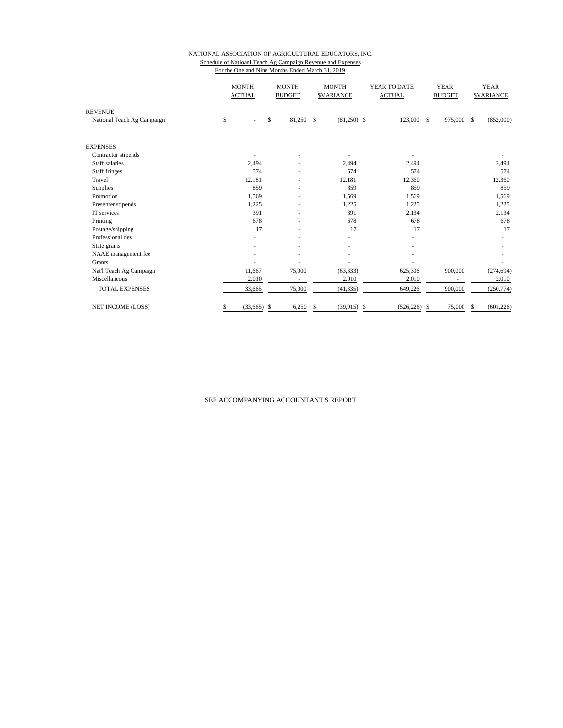NATIONAL ASSOCIATION OF AGRICULTURAL EDUCATORS, INC.

Schedule of Natioanl Teach Ag Campaign Revenue and Expenses

For the One and Nine Months Ended March 31, 2019

| | MONTH ACTUAL | MONTH BUDGET | MONTH $VARIANCE | YEAR TO DATE ACTUAL | YEAR BUDGET | YEAR $VARIANCE |
|---|---|---|---|---|---|---|
| REVENUE | | | | | | |
| National Teach Ag Campaign | $ - | $ 81,250 | $ (81,250) | $ 123,000 | $ 975,000 | $ (852,000) |
| EXPENSES | | | | | | |
| Contractor stipends | - | - | - | - | | - |
| Staff salaries | 2,494 | - | 2,494 | 2,494 | | 2,494 |
| Staff fringes | 574 | - | 574 | 574 | | 574 |
| Travel | 12,181 | - | 12,181 | 12,360 | | 12,360 |
| Supplies | 859 | - | 859 | 859 | | 859 |
| Promotion | 1,569 | - | 1,569 | 1,569 | | 1,569 |
| Presenter stipends | 1,225 | - | 1,225 | 1,225 | | 1,225 |
| IT services | 391 | - | 391 | 2,134 | | 2,134 |
| Printing | 678 | - | 678 | 678 | | 678 |
| Postage/shipping | 17 | - | 17 | 17 | | 17 |
| Professional dev | - | - | - | - | | - |
| State grants | - | - | - | - | | - |
| NAAE management fee | - | - | - | - | | - |
| Grants | - | - | - | - | | - |
| Nat'l Teach Ag Campaign | 11,667 | 75,000 | (63,333) | 625,306 | 900,000 | (274,694) |
| Miscellaneous | 2,010 | - | 2,010 | 2,010 | - | 2,010 |
| TOTAL EXPENSES | 33,665 | 75,000 | (41,335) | 649,226 | 900,000 | (250,774) |
| NET INCOME (LOSS) | $ (33,665) | $ 6,250 | $ (39,915) | $ (526,226) | $ 75,000 | $ (601,226) |

SEE ACCOMPANYING ACCOUNTANT'S REPORT